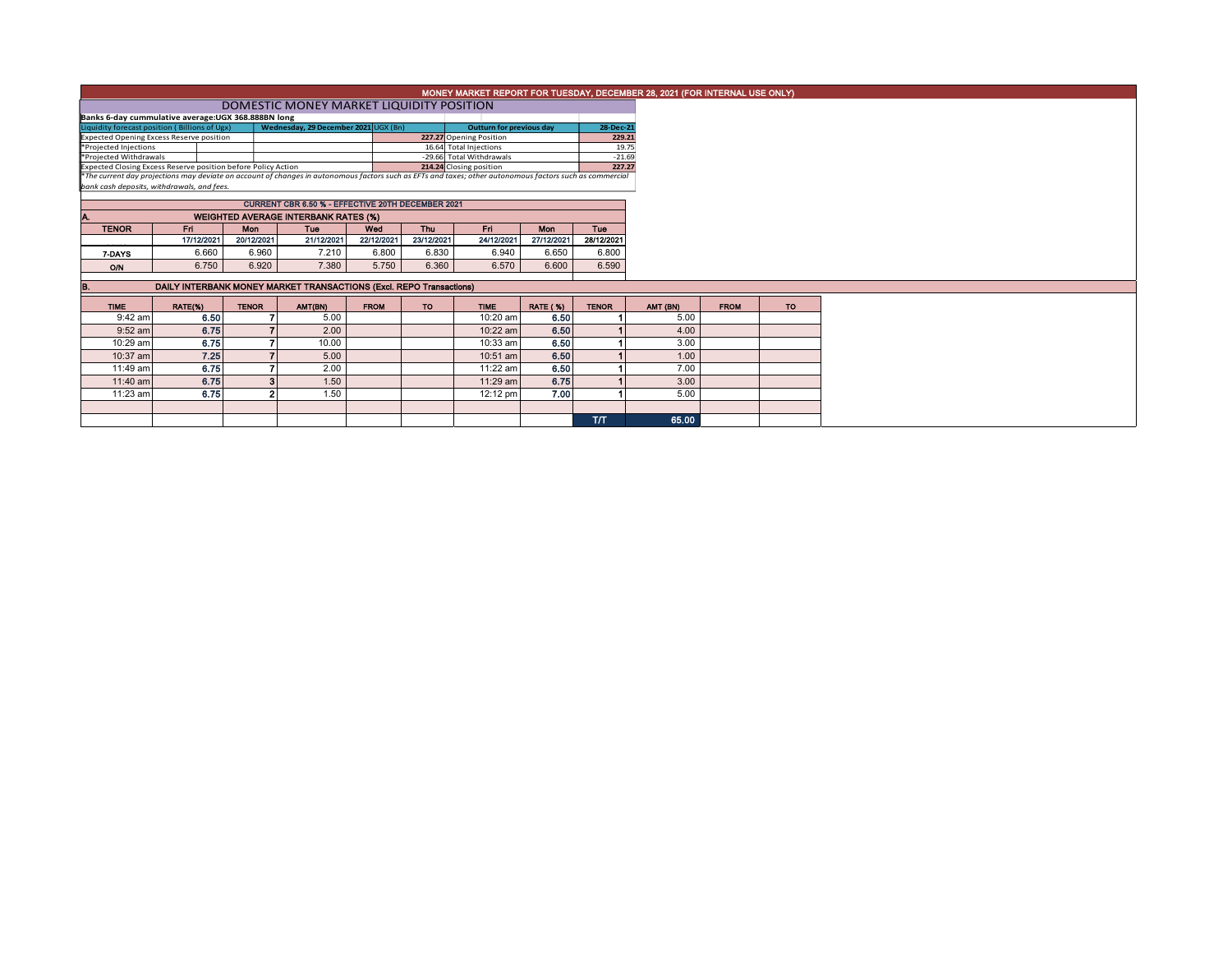# MONEY MARKET REPORT FOR TUESDAY, DECEMBER 28, 2021 (FOR INTERNAL USE ONLY)

## DOMESTIC MONEY MARKET LIQUIDITY POSITION

**Banks 6-day cummulative average:UGX 368.888BN long**

| Liquidity forecast position ( Billions of Ugx) | Wednesday, 29 December 2021 UGX (Bn) | Outturn for previous day | 28-Dec-21 |
|---|---|---|---|
| Expected Opening Excess Reserve position | 227.27 | Opening Position | 229.21 |
| *Projected Injections | 16.64 | Total Injections | 19.75 |
| *Projected Withdrawals | -29.66 | Total Withdrawals | -21.69 |
| Expected Closing Excess Reserve position before Policy Action | 214.24 | Closing position | 227.27 |

*The current day projections may deviate on account of changes in autonomous factors such as EFTs and taxes; other autonomous factors such as commercial bank cash deposits, withdrawals, and fees.*

**CURRENT CBR 6.50 % - EFFECTIVE 20TH DECEMBER 2021**

### A. WEIGHTED AVERAGE INTERBANK RATES (%)

| TENOR | Fri 17/12/2021 | Mon 20/12/2021 | Tue 21/12/2021 | Wed 22/12/2021 | Thu 23/12/2021 | Fri 24/12/2021 | Mon 27/12/2021 | Tue 28/12/2021 |
|---|---|---|---|---|---|---|---|---|
| 7-DAYS | 6.660 | 6.960 | 7.210 | 6.800 | 6.830 | 6.940 | 6.650 | 6.800 |
| O/N | 6.750 | 6.920 | 7.380 | 5.750 | 6.360 | 6.570 | 6.600 | 6.590 |

### B. DAILY INTERBANK MONEY MARKET TRANSACTIONS (Excl. REPO Transactions)

| TIME | RATE(%) | TENOR | AMT(BN) | FROM | TO | TIME | RATE (%) | TENOR | AMT (BN) | FROM | TO |
|---|---|---|---|---|---|---|---|---|---|---|---|
| 9:42 am | 6.50 | 7 | 5.00 | | | 10:20 am | 6.50 | 1 | 5.00 | | |
| 9:52 am | 6.75 | 7 | 2.00 | | | 10:22 am | 6.50 | 1 | 4.00 | | |
| 10:29 am | 6.75 | 7 | 10.00 | | | 10:33 am | 6.50 | 1 | 3.00 | | |
| 10:37 am | 7.25 | 7 | 5.00 | | | 10:51 am | 6.50 | 1 | 1.00 | | |
| 11:49 am | 6.75 | 7 | 2.00 | | | 11:22 am | 6.50 | 1 | 7.00 | | |
| 11:40 am | 6.75 | 3 | 1.50 | | | 11:29 am | 6.75 | 1 | 3.00 | | |
| 11:23 am | 6.75 | 2 | 1.50 | | | 12:12 pm | 7.00 | 1 | 5.00 | | |
| | | | | | | | | | | | |
| | | | | | | | | T/T | 65.00 | | |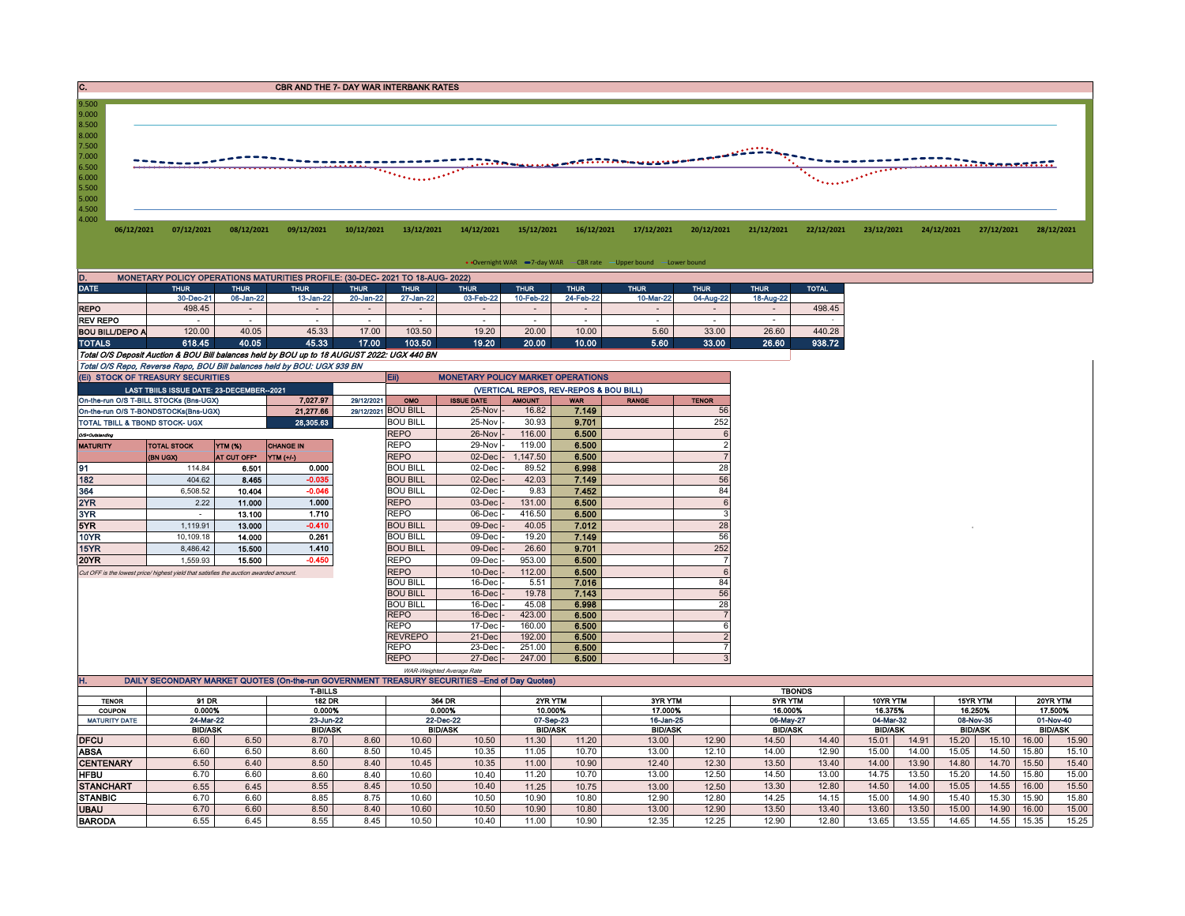## C. CBR AND THE 7- DAY WAR INTERBANK RATES

9.500
9.000
8.500
8.000
7.500
7.000
6.500
6.000
5.500
5.000
4.500
4.000

06/12/2021 07/12/2021 08/12/2021 09/12/2021 10/12/2021 13/12/2021 14/12/2021 15/12/2021 16/12/2021 17/12/2021 20/12/2021 21/12/2021 22/12/2021 23/12/2021 24/12/2021 27/12/2021 28/12/2021

Overnight WAR — 7-day WAR — CBR rate — Upper bound — Lower bound

## D. MONETARY POLICY OPERATIONS MATURITIES PROFILE: (30-DEC- 2021 TO 18-AUG- 2022)

| DATE | THUR | THUR | THUR | THUR | THUR | THUR | THUR | THUR | THUR | THUR | THUR | TOTAL |
|---|---|---|---|---|---|---|---|---|---|---|---|---|
| | 30-Dec-21 | 06-Jan-22 | 13-Jan-22 | 20-Jan-22 | 27-Jan-22 | 03-Feb-22 | 10-Feb-22 | 24-Feb-22 | 10-Mar-22 | 04-Aug-22 | 18-Aug-22 | |
| REPO | 498.45 | - | - | - | - | - | - | - | - | - | - | 498.45 |
| REV REPO | - | - | - | - | - | - | - | - | - | - | - | - |
| BOU BILL/DEPO A | 120.00 | 40.05 | 45.33 | 17.00 | 103.50 | 19.20 | 20.00 | 10.00 | 5.60 | 33.00 | 26.60 | 440.28 |
| TOTALS | 618.45 | 40.05 | 45.33 | 17.00 | 103.50 | 19.20 | 20.00 | 10.00 | 5.60 | 33.00 | 26.60 | 938.72 |

*Total O/S Deposit Auction & BOU Bill balances held by BOU up to 18 AUGUST 2022: UGX 440 BN*

*Total O/S Repo, Reverse Repo, BOU Bill balances held by BOU: UGX 939 BN*

## (Ei) STOCK OF TREASURY SECURITIES

| LAST TBIILS ISSUE DATE: 23-DECEMBER--2021 | | |
|---|---|---|
| On-the-run O/S T-BILL STOCKs (Bns-UGX) | 7,027.97 | 29/12/2021 |
| On-the-run O/S T-BONDSTOCKs(Bns-UGX) | 21,277.66 | 29/12/2021 |
| TOTAL TBILL & TBOND STOCK- UGX | 28,305.63 | |

*O/S=Outstanding*

| MATURITY | TOTAL STOCK (BN UGX) | YTM (%) AT CUT OFF* | CHANGE IN YTM (+/-) |
|---|---|---|---|
| 91 | 114.84 | 6.501 | 0.000 |
| 182 | 404.62 | 8.465 | -0.035 |
| 364 | 6,508.52 | 10.404 | -0.046 |
| 2YR | 2.22 | 11.000 | 1.000 |
| 3YR | - | 13.100 | 1.710 |
| 5YR | 1,119.91 | 13.000 | -0.410 |
| 10YR | 10,109.18 | 14.000 | 0.261 |
| 15YR | 8,486.42 | 15.500 | 1.410 |
| 20YR | 1,559.93 | 15.500 | -0.450 |

*Cut OFF is the lowest price/ highest yield that satisfies the auction awarded amount.*

## Eii) MONETARY POLICY MARKET OPERATIONS

(VERTICAL REPOS, REV-REPOS & BOU BILL)

| OMO | ISSUE DATE | AMOUNT | WAR | RANGE | TENOR |
|---|---|---|---|---|---|
| BOU BILL | 25-Nov | 16.82 | 7.149 | | 56 |
| BOU BILL | 25-Nov | 30.93 | 9.701 | | 252 |
| REPO | 26-Nov | 116.00 | 6.500 | | 6 |
| REPO | 29-Nov | 119.00 | 6.500 | | 2 |
| REPO | 02-Dec | 1,147.50 | 6.500 | | 7 |
| BOU BILL | 02-Dec | 89.52 | 6.998 | | 28 |
| BOU BILL | 02-Dec | 42.03 | 7.149 | | 56 |
| BOU BILL | 02-Dec | 9.83 | 7.452 | | 84 |
| REPO | 03-Dec | 131.00 | 6.500 | | 6 |
| REPO | 06-Dec | 416.50 | 6.500 | | 3 |
| BOU BILL | 09-Dec | 40.05 | 7.012 | | 28 |
| BOU BILL | 09-Dec | 19.20 | 7.149 | | 56 |
| BOU BILL | 09-Dec | 26.60 | 9.701 | | 252 |
| REPO | 09-Dec | 953.00 | 6.500 | | 7 |
| REPO | 10-Dec | 112.00 | 6.500 | | 6 |
| BOU BILL | 16-Dec | 5.51 | 7.016 | | 84 |
| BOU BILL | 16-Dec | 19.78 | 7.143 | | 56 |
| BOU BILL | 16-Dec | 45.08 | 6.998 | | 28 |
| REPO | 16-Dec | 423.00 | 6.500 | | 7 |
| REPO | 17-Dec | 160.00 | 6.500 | | 6 |
| REVREPO | 21-Dec | 192.00 | 6.500 | | 2 |
| REPO | 23-Dec | 251.00 | 6.500 | | 7 |
| REPO | 27-Dec | 247.00 | 6.500 | | 3 |

*WAR-Weighted Average Rate*

## H. DAILY SECONDARY MARKET QUOTES (On-the-run GOVERNMENT TREASURY SECURITIES –End of Day Quotes)

| | T-BILLS | | | | | | TBONDS | | | | | | | | | | | |
|---|---|---|---|---|---|---|---|---|---|---|---|---|---|---|---|---|---|---|
| TENOR | 91 DR | | 182 DR | | 364 DR | | 2YR YTM | | 3YR YTM | | 5YR YTM | | 10YR YTM | | 15YR YTM | | 20YR YTM | |
| COUPON | 0.000% | | 0.000% | | 0.000% | | 10.000% | | 17.000% | | 16.000% | | 16.375% | | 16.250% | | 17.500% | |
| MATURITY DATE | 24-Mar-22 | | 23-Jun-22 | | 22-Dec-22 | | 07-Sep-23 | | 16-Jan-25 | | 06-May-27 | | 04-Mar-32 | | 08-Nov-35 | | 01-Nov-40 | |
| | BID/ASK | | BID/ASK | | BID/ASK | | BID/ASK | | BID/ASK | | BID/ASK | | BID/ASK | | BID/ASK | | BID/ASK | |
| DFCU | 6.60 | 6.50 | 8.70 | 8.60 | 10.60 | 10.50 | 11.30 | 11.20 | 13.00 | 12.90 | 14.50 | 14.40 | 15.01 | 14.91 | 15.20 | 15.10 | 16.00 | 15.90 |
| ABSA | 6.60 | 6.50 | 8.60 | 8.50 | 10.45 | 10.35 | 11.05 | 10.70 | 13.00 | 12.10 | 14.00 | 12.90 | 15.00 | 14.00 | 15.05 | 14.50 | 15.80 | 15.10 |
| CENTENARY | 6.50 | 6.40 | 8.50 | 8.40 | 10.45 | 10.35 | 11.00 | 10.90 | 12.40 | 12.30 | 13.50 | 13.40 | 14.00 | 13.90 | 14.80 | 14.70 | 15.50 | 15.40 |
| HFBU | 6.70 | 6.60 | 8.60 | 8.40 | 10.60 | 10.40 | 11.20 | 10.70 | 13.00 | 12.50 | 14.50 | 13.00 | 14.75 | 13.50 | 15.20 | 14.50 | 15.80 | 15.00 |
| STANCHART | 6.55 | 6.45 | 8.55 | 8.45 | 10.50 | 10.40 | 11.25 | 10.75 | 13.00 | 12.50 | 13.30 | 12.80 | 14.50 | 14.00 | 15.05 | 14.55 | 16.00 | 15.50 |
| STANBIC | 6.70 | 6.60 | 8.85 | 8.75 | 10.60 | 10.50 | 10.90 | 10.80 | 12.90 | 12.80 | 14.25 | 14.15 | 15.00 | 14.90 | 15.40 | 15.30 | 15.90 | 15.80 |
| UBAU | 6.70 | 6.60 | 8.50 | 8.40 | 10.60 | 10.50 | 10.90 | 10.80 | 13.00 | 12.90 | 13.50 | 13.40 | 13.60 | 13.50 | 15.00 | 14.90 | 16.00 | 15.00 |
| BARODA | 6.55 | 6.45 | 8.55 | 8.45 | 10.50 | 10.40 | 11.00 | 10.90 | 12.35 | 12.25 | 12.90 | 12.80 | 13.65 | 13.55 | 14.65 | 14.55 | 15.35 | 15.25 |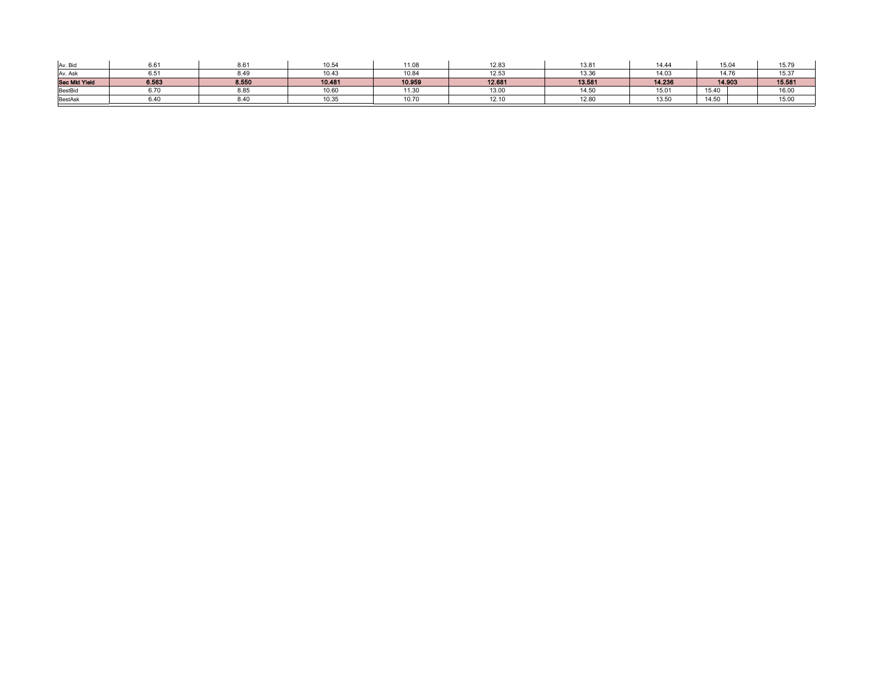| | | | | | | | | | |
|---|---|---|---|---|---|---|---|---|---|
| Av. Bid | 6.61 | 8.61 | 10.54 | 11.08 | 12.83 | 13.81 | 14.44 | 15.04 | 15.79 |
| Av. Ask | 6.51 | 8.49 | 10.43 | 10.84 | 12.53 | 13.36 | 14.03 | 14.76 | 15.37 |
| **Sec Mkt Yield** | **6.563** | **8.550** | **10.481** | **10.959** | **12.681** | **13.581** | **14.236** | **14.903** | **15.581** |
| BestBid | 6.70 | 8.85 | 10.60 | 11.30 | 13.00 | 14.50 | 15.01 | 15.40 | 16.00 |
| BestAsk | 6.40 | 8.40 | 10.35 | 10.70 | 12.10 | 12.80 | 13.50 | 14.50 | 15.00 |